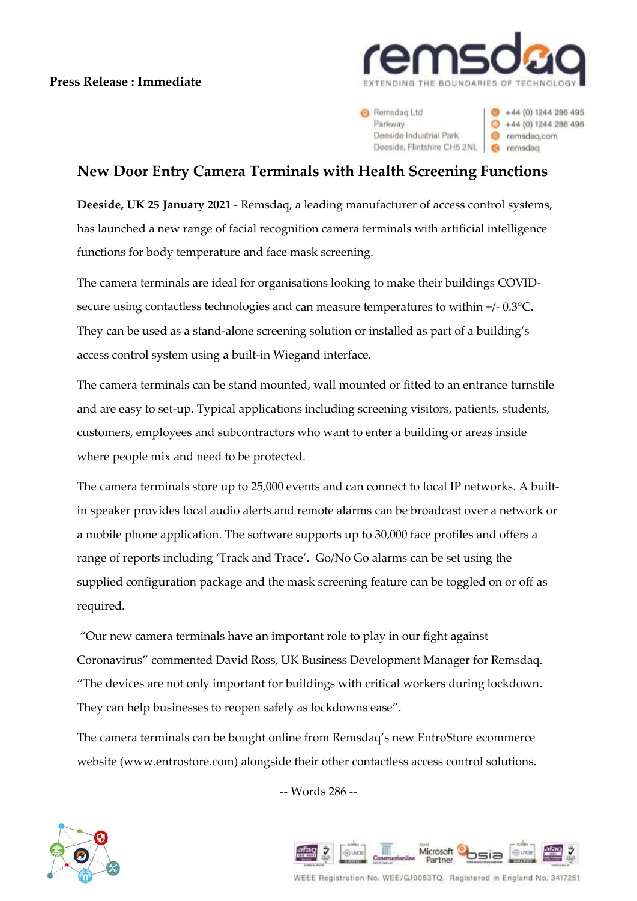**Press Release : Immediate**

remsdaq
EXTENDING THE BOUNDARIES OF TECHNOLOGY

Remsdaq Ltd
Parkway
Deeside Industrial Park
Deeside, Flintshire CH5 2NL

+44 (0) 1244 286 495
+44 (0) 1244 286 496
remsdaq.com
remsdaq

# New Door Entry Camera Terminals with Health Screening Functions

**Deeside, UK 25 January 2021** - Remsdaq, a leading manufacturer of access control systems, has launched a new range of facial recognition camera terminals with artificial intelligence functions for body temperature and face mask screening.

The camera terminals are ideal for organisations looking to make their buildings COVID-secure using contactless technologies and can measure temperatures to within +/- 0.3°C. They can be used as a stand-alone screening solution or installed as part of a building's access control system using a built-in Wiegand interface.

The camera terminals can be stand mounted, wall mounted or fitted to an entrance turnstile and are easy to set-up. Typical applications including screening visitors, patients, students, customers, employees and subcontractors who want to enter a building or areas inside where people mix and need to be protected.

The camera terminals store up to 25,000 events and can connect to local IP networks. A built-in speaker provides local audio alerts and remote alarms can be broadcast over a network or a mobile phone application. The software supports up to 30,000 face profiles and offers a range of reports including 'Track and Trace'. Go/No Go alarms can be set using the supplied configuration package and the mask screening feature can be toggled on or off as required.

"Our new camera terminals have an important role to play in our fight against Coronavirus" commented David Ross, UK Business Development Manager for Remsdaq. "The devices are not only important for buildings with critical workers during lockdown. They can help businesses to reopen safely as lockdowns ease".

The camera terminals can be bought online from Remsdaq's new EntroStore ecommerce website (www.entrostore.com) alongside their other contactless access control solutions.

-- Words 286 --

WEEE Registration No. WEE/GJ0053TQ. Registered in England No. 3417251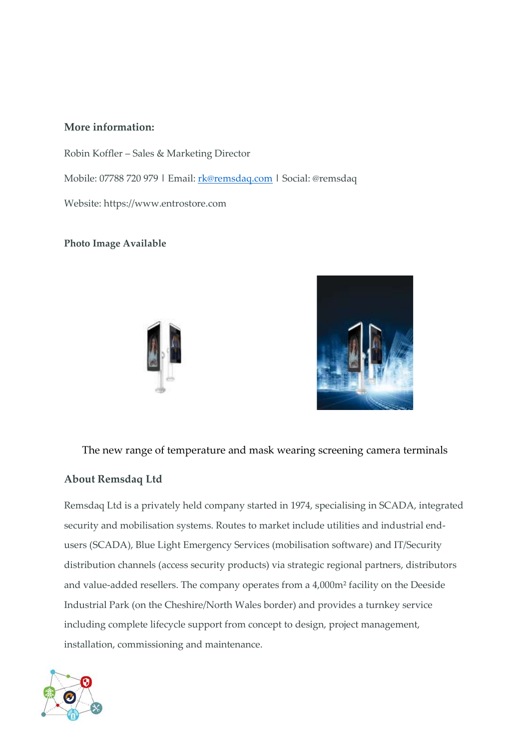**More information:**

Robin Koffler – Sales & Marketing Director

Mobile: 07788 720 979 | Email: rk@remsdaq.com | Social: @remsdaq

Website: https://www.entrostore.com

**Photo Image Available**

The new range of temperature and mask wearing screening camera terminals

**About Remsdaq Ltd**

Remsdaq Ltd is a privately held company started in 1974, specialising in SCADA, integrated security and mobilisation systems. Routes to market include utilities and industrial end-users (SCADA), Blue Light Emergency Services (mobilisation software) and IT/Security distribution channels (access security products) via strategic regional partners, distributors and value-added resellers. The company operates from a 4,000m² facility on the Deeside Industrial Park (on the Cheshire/North Wales border) and provides a turnkey service including complete lifecycle support from concept to design, project management, installation, commissioning and maintenance.